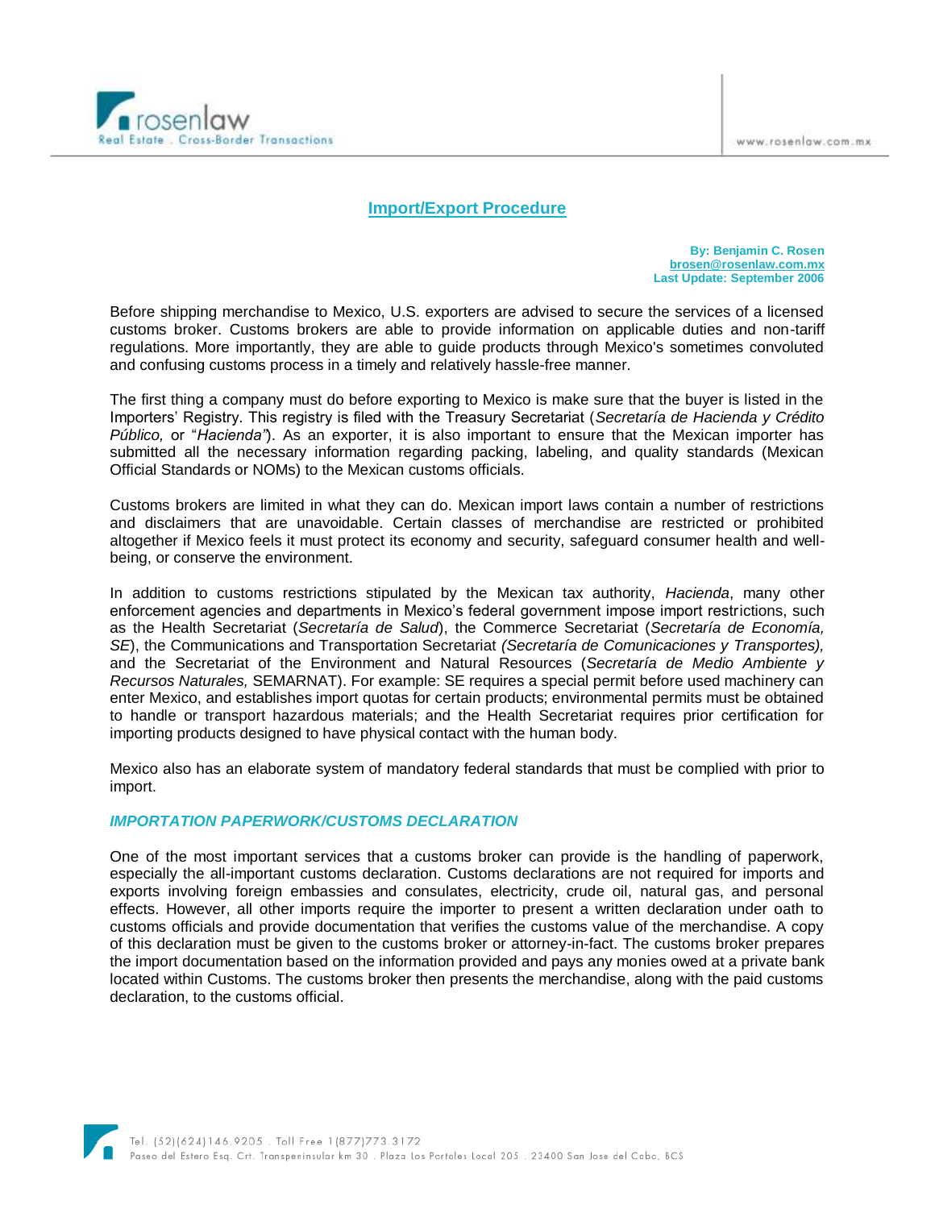# Import/Export Procedure

**By: Benjamin C. Rosen**
**brosen@rosenlaw.com.mx**
**Last Update: September 2006**

Before shipping merchandise to Mexico, U.S. exporters are advised to secure the services of a licensed customs broker. Customs brokers are able to provide information on applicable duties and non-tariff regulations. More importantly, they are able to guide products through Mexico's sometimes convoluted and confusing customs process in a timely and relatively hassle-free manner.

The first thing a company must do before exporting to Mexico is make sure that the buyer is listed in the Importers' Registry. This registry is filed with the Treasury Secretariat (*Secretaría de Hacienda y Crédito Público,* or "*Hacienda"*). As an exporter, it is also important to ensure that the Mexican importer has submitted all the necessary information regarding packing, labeling, and quality standards (Mexican Official Standards or NOMs) to the Mexican customs officials.

Customs brokers are limited in what they can do. Mexican import laws contain a number of restrictions and disclaimers that are unavoidable. Certain classes of merchandise are restricted or prohibited altogether if Mexico feels it must protect its economy and security, safeguard consumer health and well-being, or conserve the environment.

In addition to customs restrictions stipulated by the Mexican tax authority, *Hacienda*, many other enforcement agencies and departments in Mexico's federal government impose import restrictions, such as the Health Secretariat (*Secretaría de Salud*), the Commerce Secretariat (*Secretaría de Economía, SE*), the Communications and Transportation Secretariat *(Secretaría de Comunicaciones y Transportes),* and the Secretariat of the Environment and Natural Resources (*Secretaría de Medio Ambiente y Recursos Naturales,* SEMARNAT). For example: SE requires a special permit before used machinery can enter Mexico, and establishes import quotas for certain products; environmental permits must be obtained to handle or transport hazardous materials; and the Health Secretariat requires prior certification for importing products designed to have physical contact with the human body.

Mexico also has an elaborate system of mandatory federal standards that must be complied with prior to import.

### *IMPORTATION PAPERWORK/CUSTOMS DECLARATION*

One of the most important services that a customs broker can provide is the handling of paperwork, especially the all-important customs declaration. Customs declarations are not required for imports and exports involving foreign embassies and consulates, electricity, crude oil, natural gas, and personal effects. However, all other imports require the importer to present a written declaration under oath to customs officials and provide documentation that verifies the customs value of the merchandise. A copy of this declaration must be given to the customs broker or attorney-in-fact. The customs broker prepares the import documentation based on the information provided and pays any monies owed at a private bank located within Customs. The customs broker then presents the merchandise, along with the paid customs declaration, to the customs official.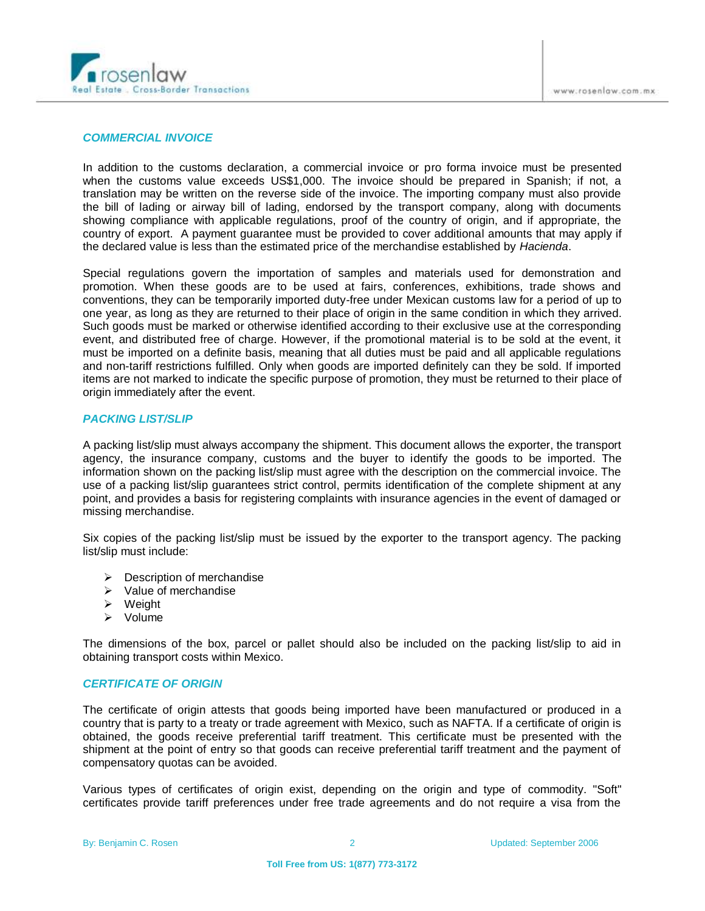## COMMERCIAL INVOICE

In addition to the customs declaration, a commercial invoice or pro forma invoice must be presented when the customs value exceeds US$1,000. The invoice should be prepared in Spanish; if not, a translation may be written on the reverse side of the invoice. The importing company must also provide the bill of lading or airway bill of lading, endorsed by the transport company, along with documents showing compliance with applicable regulations, proof of the country of origin, and if appropriate, the country of export. A payment guarantee must be provided to cover additional amounts that may apply if the declared value is less than the estimated price of the merchandise established by *Hacienda*.

Special regulations govern the importation of samples and materials used for demonstration and promotion. When these goods are to be used at fairs, conferences, exhibitions, trade shows and conventions, they can be temporarily imported duty-free under Mexican customs law for a period of up to one year, as long as they are returned to their place of origin in the same condition in which they arrived. Such goods must be marked or otherwise identified according to their exclusive use at the corresponding event, and distributed free of charge. However, if the promotional material is to be sold at the event, it must be imported on a definite basis, meaning that all duties must be paid and all applicable regulations and non-tariff restrictions fulfilled. Only when goods are imported definitely can they be sold. If imported items are not marked to indicate the specific purpose of promotion, they must be returned to their place of origin immediately after the event.

## PACKING LIST/SLIP

A packing list/slip must always accompany the shipment. This document allows the exporter, the transport agency, the insurance company, customs and the buyer to identify the goods to be imported. The information shown on the packing list/slip must agree with the description on the commercial invoice. The use of a packing list/slip guarantees strict control, permits identification of the complete shipment at any point, and provides a basis for registering complaints with insurance agencies in the event of damaged or missing merchandise.

Six copies of the packing list/slip must be issued by the exporter to the transport agency. The packing list/slip must include:

- Description of merchandise
- Value of merchandise
- Weight
- Volume

The dimensions of the box, parcel or pallet should also be included on the packing list/slip to aid in obtaining transport costs within Mexico.

## CERTIFICATE OF ORIGIN

The certificate of origin attests that goods being imported have been manufactured or produced in a country that is party to a treaty or trade agreement with Mexico, such as NAFTA. If a certificate of origin is obtained, the goods receive preferential tariff treatment. This certificate must be presented with the shipment at the point of entry so that goods can receive preferential tariff treatment and the payment of compensatory quotas can be avoided.

Various types of certificates of origin exist, depending on the origin and type of commodity. "Soft" certificates provide tariff preferences under free trade agreements and do not require a visa from the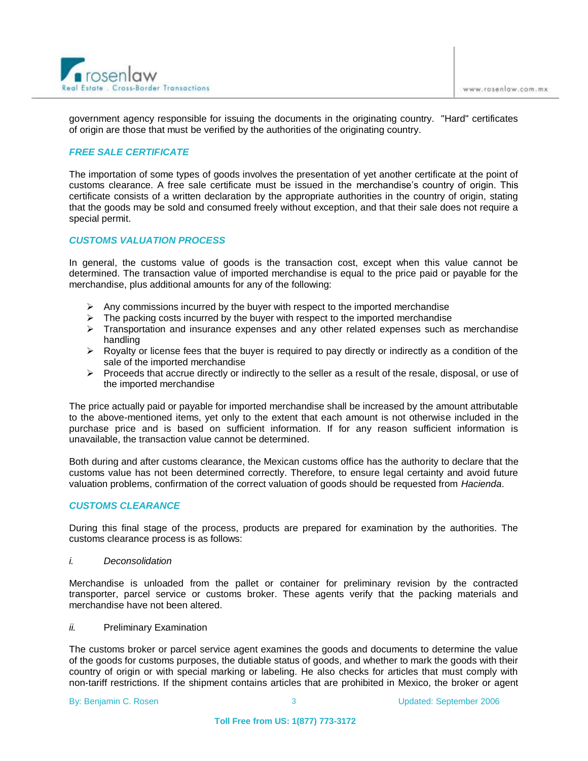government agency responsible for issuing the documents in the originating country. "Hard" certificates of origin are those that must be verified by the authorities of the originating country.

## *FREE SALE CERTIFICATE*

The importation of some types of goods involves the presentation of yet another certificate at the point of customs clearance. A free sale certificate must be issued in the merchandise's country of origin. This certificate consists of a written declaration by the appropriate authorities in the country of origin, stating that the goods may be sold and consumed freely without exception, and that their sale does not require a special permit.

## *CUSTOMS VALUATION PROCESS*

In general, the customs value of goods is the transaction cost, except when this value cannot be determined. The transaction value of imported merchandise is equal to the price paid or payable for the merchandise, plus additional amounts for any of the following:

- Any commissions incurred by the buyer with respect to the imported merchandise
- The packing costs incurred by the buyer with respect to the imported merchandise
- Transportation and insurance expenses and any other related expenses such as merchandise handling
- Royalty or license fees that the buyer is required to pay directly or indirectly as a condition of the sale of the imported merchandise
- Proceeds that accrue directly or indirectly to the seller as a result of the resale, disposal, or use of the imported merchandise

The price actually paid or payable for imported merchandise shall be increased by the amount attributable to the above-mentioned items, yet only to the extent that each amount is not otherwise included in the purchase price and is based on sufficient information. If for any reason sufficient information is unavailable, the transaction value cannot be determined.

Both during and after customs clearance, the Mexican customs office has the authority to declare that the customs value has not been determined correctly. Therefore, to ensure legal certainty and avoid future valuation problems, confirmation of the correct valuation of goods should be requested from *Hacienda*.

## *CUSTOMS CLEARANCE*

During this final stage of the process, products are prepared for examination by the authorities. The customs clearance process is as follows:

*i.* *Deconsolidation*

Merchandise is unloaded from the pallet or container for preliminary revision by the contracted transporter, parcel service or customs broker. These agents verify that the packing materials and merchandise have not been altered.

*ii.* Preliminary Examination

The customs broker or parcel service agent examines the goods and documents to determine the value of the goods for customs purposes, the dutiable status of goods, and whether to mark the goods with their country of origin or with special marking or labeling. He also checks for articles that must comply with non-tariff restrictions. If the shipment contains articles that are prohibited in Mexico, the broker or agent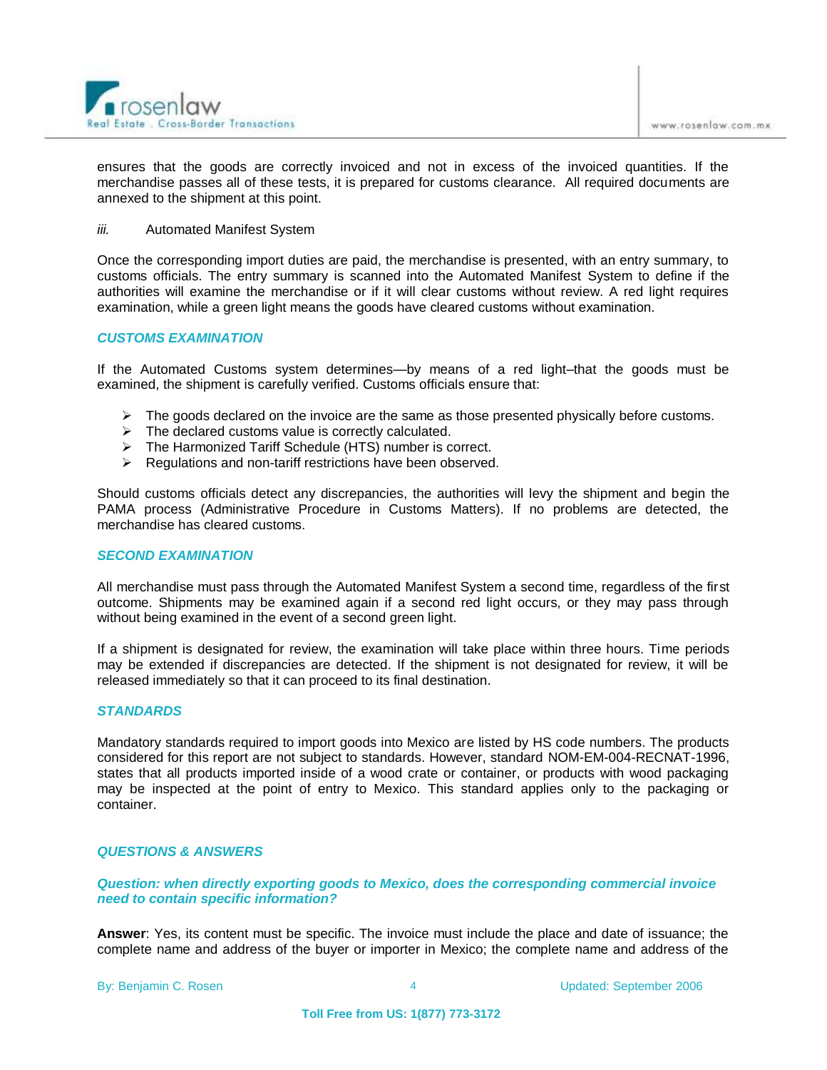ensures that the goods are correctly invoiced and not in excess of the invoiced quantities. If the merchandise passes all of these tests, it is prepared for customs clearance. All required documents are annexed to the shipment at this point.

*iii.* Automated Manifest System

Once the corresponding import duties are paid, the merchandise is presented, with an entry summary, to customs officials. The entry summary is scanned into the Automated Manifest System to define if the authorities will examine the merchandise or if it will clear customs without review. A red light requires examination, while a green light means the goods have cleared customs without examination.

### *CUSTOMS EXAMINATION*

If the Automated Customs system determines—by means of a red light–that the goods must be examined, the shipment is carefully verified. Customs officials ensure that:

- The goods declared on the invoice are the same as those presented physically before customs.
- The declared customs value is correctly calculated.
- The Harmonized Tariff Schedule (HTS) number is correct.
- Regulations and non-tariff restrictions have been observed.

Should customs officials detect any discrepancies, the authorities will levy the shipment and begin the PAMA process (Administrative Procedure in Customs Matters). If no problems are detected, the merchandise has cleared customs.

### *SECOND EXAMINATION*

All merchandise must pass through the Automated Manifest System a second time, regardless of the first outcome. Shipments may be examined again if a second red light occurs, or they may pass through without being examined in the event of a second green light.

If a shipment is designated for review, the examination will take place within three hours. Time periods may be extended if discrepancies are detected. If the shipment is not designated for review, it will be released immediately so that it can proceed to its final destination.

### *STANDARDS*

Mandatory standards required to import goods into Mexico are listed by HS code numbers. The products considered for this report are not subject to standards. However, standard NOM-EM-004-RECNAT-1996, states that all products imported inside of a wood crate or container, or products with wood packaging may be inspected at the point of entry to Mexico. This standard applies only to the packaging or container.

### *QUESTIONS & ANSWERS*

***Question: when directly exporting goods to Mexico, does the corresponding commercial invoice need to contain specific information?***

**Answer**: Yes, its content must be specific. The invoice must include the place and date of issuance; the complete name and address of the buyer or importer in Mexico; the complete name and address of the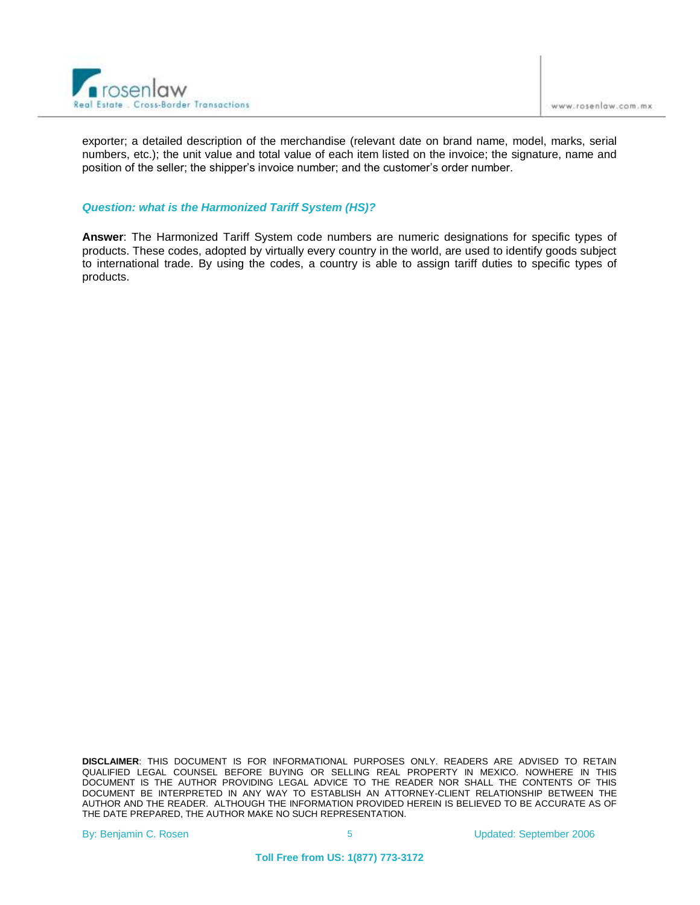exporter; a detailed description of the merchandise (relevant date on brand name, model, marks, serial numbers, etc.); the unit value and total value of each item listed on the invoice; the signature, name and position of the seller; the shipper's invoice number; and the customer's order number.

***Question: what is the Harmonized Tariff System (HS)?***

**Answer**: The Harmonized Tariff System code numbers are numeric designations for specific types of products. These codes, adopted by virtually every country in the world, are used to identify goods subject to international trade. By using the codes, a country is able to assign tariff duties to specific types of products.

**DISCLAIMER**: THIS DOCUMENT IS FOR INFORMATIONAL PURPOSES ONLY. READERS ARE ADVISED TO RETAIN QUALIFIED LEGAL COUNSEL BEFORE BUYING OR SELLING REAL PROPERTY IN MEXICO. NOWHERE IN THIS DOCUMENT IS THE AUTHOR PROVIDING LEGAL ADVICE TO THE READER NOR SHALL THE CONTENTS OF THIS DOCUMENT BE INTERPRETED IN ANY WAY TO ESTABLISH AN ATTORNEY-CLIENT RELATIONSHIP BETWEEN THE AUTHOR AND THE READER. ALTHOUGH THE INFORMATION PROVIDED HEREIN IS BELIEVED TO BE ACCURATE AS OF THE DATE PREPARED, THE AUTHOR MAKE NO SUCH REPRESENTATION.